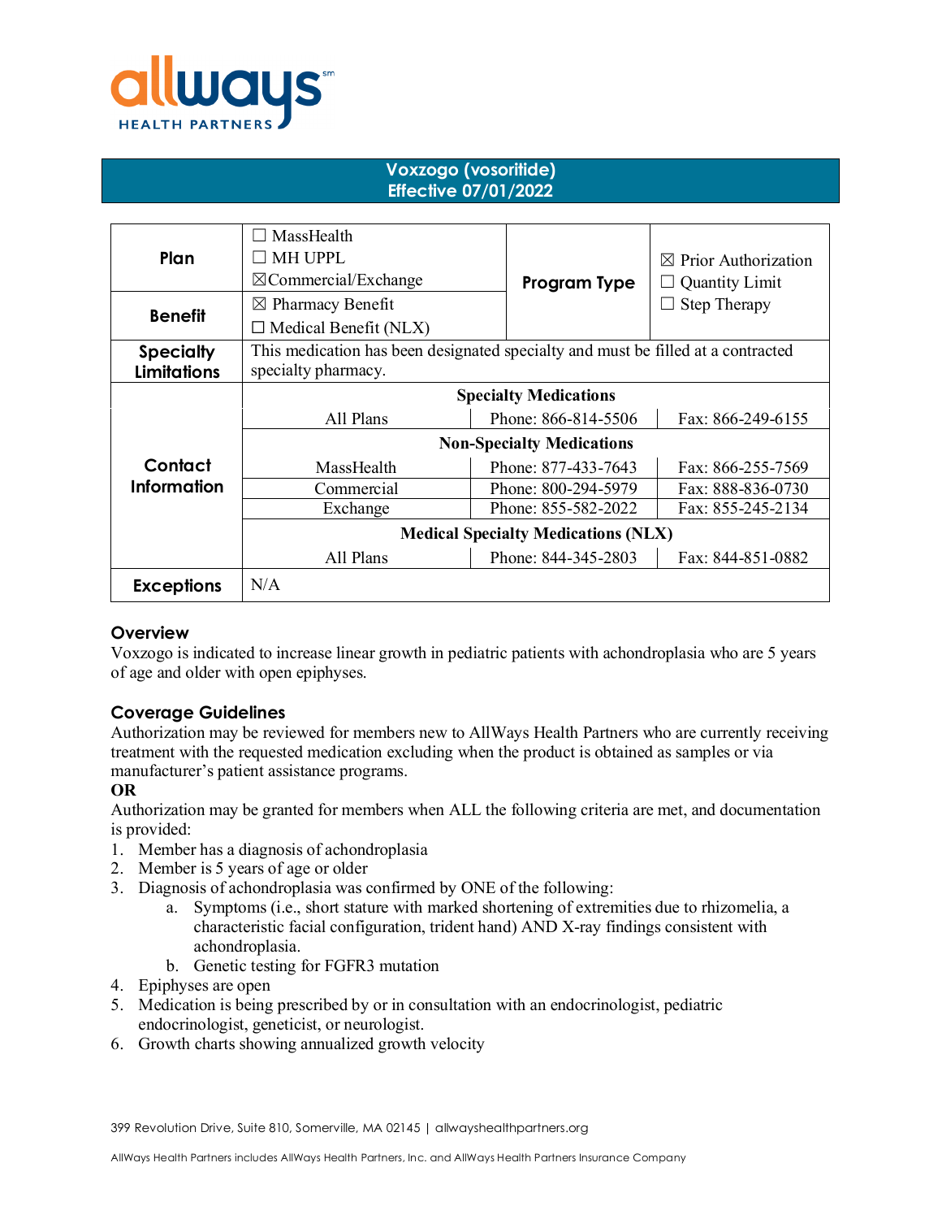# Voxzogo (vosoritide)
## Effective 07/01/2022

| | | | |
|---|---|---|---|
| **Plan** | ☐ MassHealth<br>☐ MH UPPL<br>☒Commercial/Exchange | **Program Type** | ☒ Prior Authorization<br>☐ Quantity Limit<br>☐ Step Therapy |
| **Benefit** | ☒ Pharmacy Benefit<br>☐ Medical Benefit (NLX) | | |
| **Specialty Limitations** | This medication has been designated specialty and must be filled at a contracted specialty pharmacy. | | |

| **Contact Information** | | | |
|---|---|---|---|
| | **Specialty Medications** | | |
| | All Plans | Phone: 866-814-5506 | Fax: 866-249-6155 |
| | **Non-Specialty Medications** | | |
| | MassHealth | Phone: 877-433-7643 | Fax: 866-255-7569 |
| | Commercial | Phone: 800-294-5979 | Fax: 888-836-0730 |
| | Exchange | Phone: 855-582-2022 | Fax: 855-245-2134 |
| | **Medical Specialty Medications (NLX)** | | |
| | All Plans | Phone: 844-345-2803 | Fax: 844-851-0882 |
| **Exceptions** | N/A | | |

## Overview

Voxzogo is indicated to increase linear growth in pediatric patients with achondroplasia who are 5 years of age and older with open epiphyses.

## Coverage Guidelines

Authorization may be reviewed for members new to AllWays Health Partners who are currently receiving treatment with the requested medication excluding when the product is obtained as samples or via manufacturer's patient assistance programs.

**OR**

Authorization may be granted for members when ALL the following criteria are met, and documentation is provided:

1. Member has a diagnosis of achondroplasia
2. Member is 5 years of age or older
3. Diagnosis of achondroplasia was confirmed by ONE of the following:
   a. Symptoms (i.e., short stature with marked shortening of extremities due to rhizomelia, a characteristic facial configuration, trident hand) AND X-ray findings consistent with achondroplasia.
   b. Genetic testing for FGFR3 mutation
4. Epiphyses are open
5. Medication is being prescribed by or in consultation with an endocrinologist, pediatric endocrinologist, geneticist, or neurologist.
6. Growth charts showing annualized growth velocity

399 Revolution Drive, Suite 810, Somerville, MA 02145 | allwayshealthpartners.org

AllWays Health Partners includes AllWays Health Partners, Inc. and AllWays Health Partners Insurance Company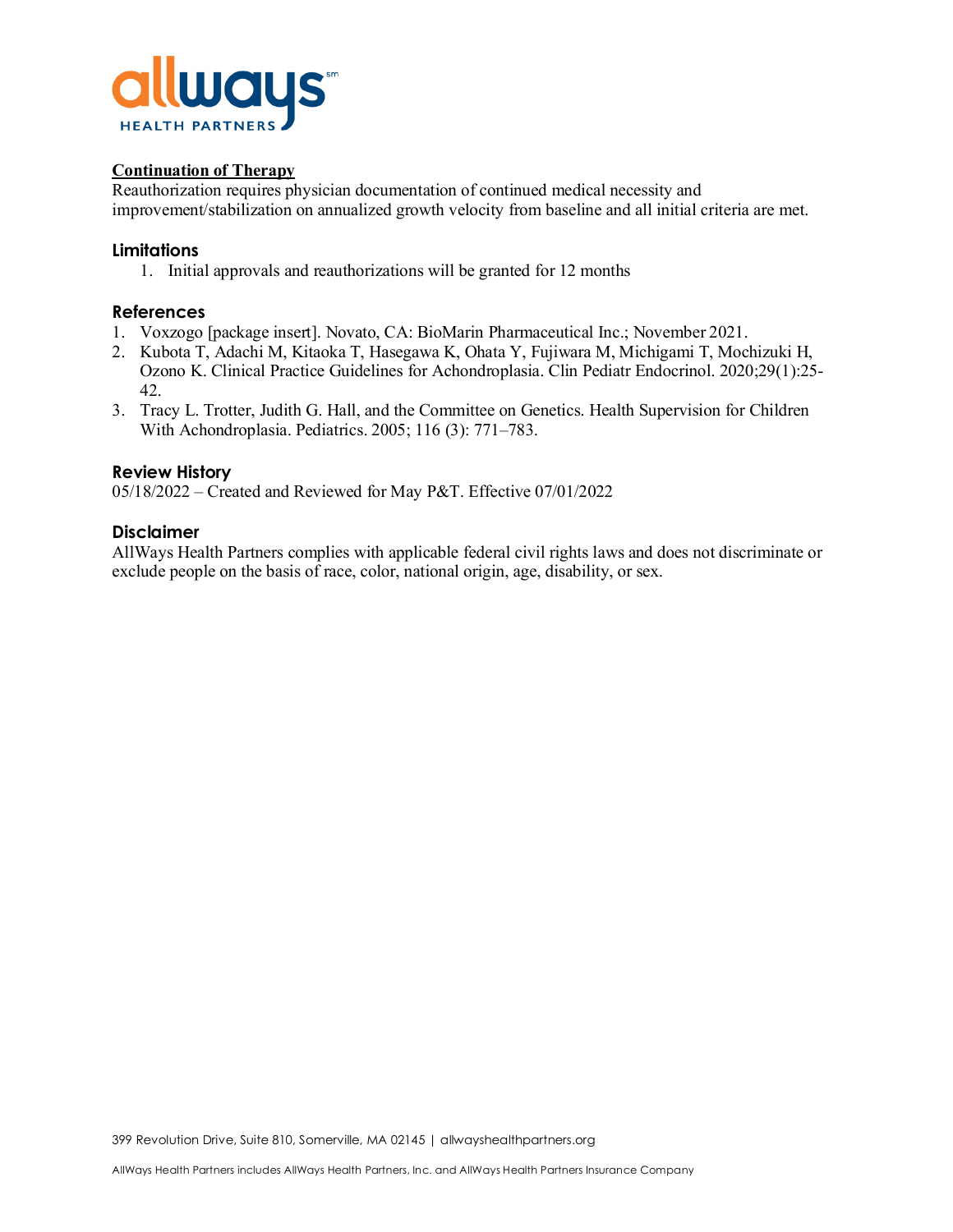**Continuation of Therapy**

Reauthorization requires physician documentation of continued medical necessity and improvement/stabilization on annualized growth velocity from baseline and all initial criteria are met.

## Limitations

1. Initial approvals and reauthorizations will be granted for 12 months

## References

1. Voxzogo [package insert]. Novato, CA: BioMarin Pharmaceutical Inc.; November 2021.
2. Kubota T, Adachi M, Kitaoka T, Hasegawa K, Ohata Y, Fujiwara M, Michigami T, Mochizuki H, Ozono K. Clinical Practice Guidelines for Achondroplasia. Clin Pediatr Endocrinol. 2020;29(1):25-42.
3. Tracy L. Trotter, Judith G. Hall, and the Committee on Genetics. Health Supervision for Children With Achondroplasia. Pediatrics. 2005; 116 (3): 771–783.

## Review History

05/18/2022 – Created and Reviewed for May P&T. Effective 07/01/2022

## Disclaimer

AllWays Health Partners complies with applicable federal civil rights laws and does not discriminate or exclude people on the basis of race, color, national origin, age, disability, or sex.